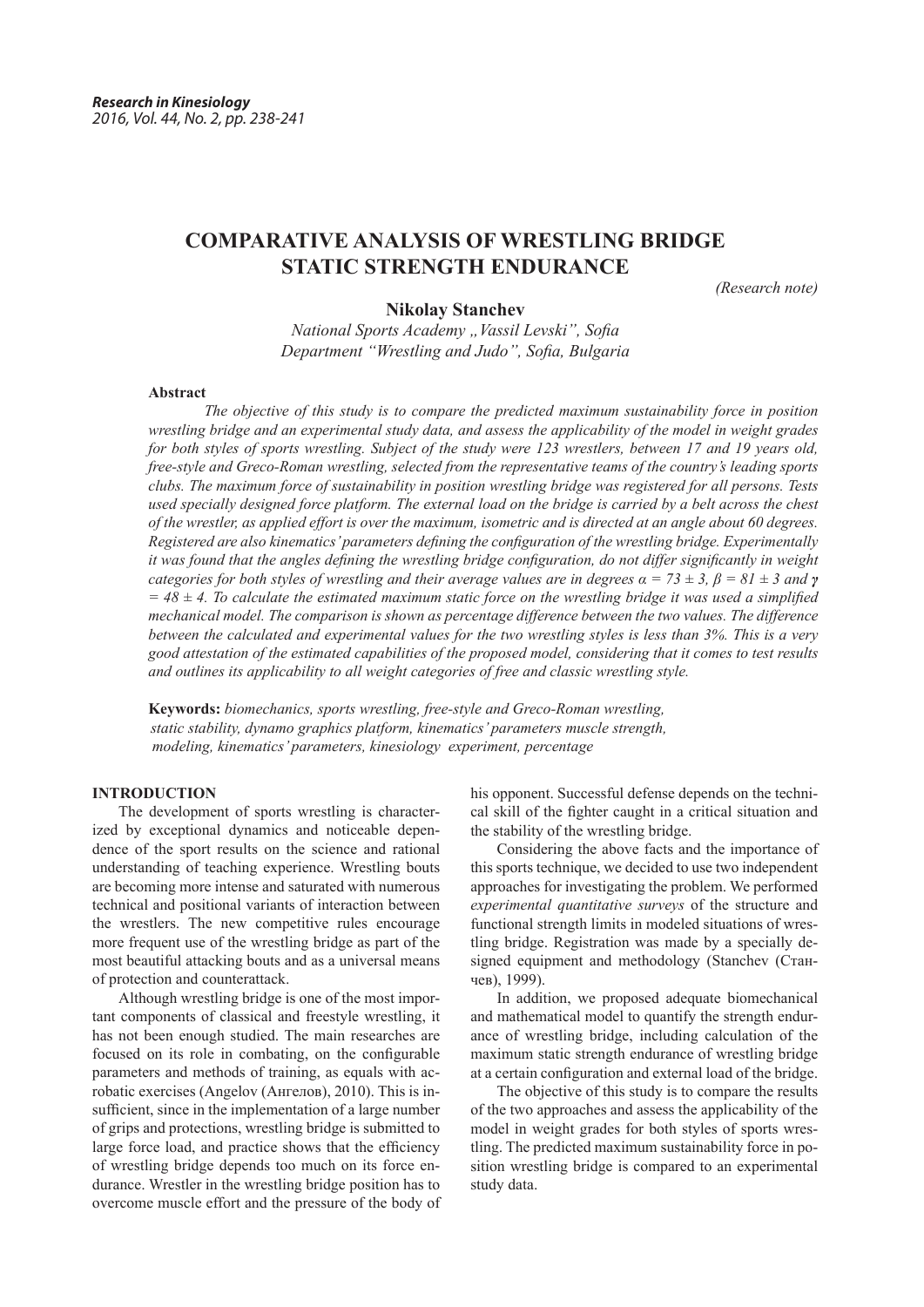# COMPARATIVE ANALYSIS OF WRESTLING BRIDGE STATIC STRENGTH ENDURANCE

*(Research note)*

**Nikolay Stanchev**

*National Sports Academy „Vassil Levski", Sofia*
*Department "Wrestling and Judo", Sofia, Bulgaria*

**Abstract**

*The objective of this study is to compare the predicted maximum sustainability force in position wrestling bridge and an experimental study data, and assess the applicability of the model in weight grades for both styles of sports wrestling. Subject of the study were 123 wrestlers, between 17 and 19 years old, free-style and Greco-Roman wrestling, selected from the representative teams of the country's leading sports clubs. The maximum force of sustainability in position wrestling bridge was registered for all persons. Tests used specially designed force platform. The external load on the bridge is carried by a belt across the chest of the wrestler, as applied effort is over the maximum, isometric and is directed at an angle about 60 degrees. Registered are also kinematics' parameters defining the configuration of the wrestling bridge. Experimentally it was found that the angles defining the wrestling bridge configuration, do not differ significantly in weight categories for both styles of wrestling and their average values are in degrees $\alpha = 73 \pm 3$, $\beta = 81 \pm 3$ and $\gamma = 48 \pm 4$. To calculate the estimated maximum static force on the wrestling bridge it was used a simplified mechanical model. The comparison is shown as percentage difference between the two values. The difference between the calculated and experimental values for the two wrestling styles is less than 3%. This is a very good attestation of the estimated capabilities of the proposed model, considering that it comes to test results and outlines its applicability to all weight categories of free and classic wrestling style.*

**Keywords:** *biomechanics, sports wrestling, free-style and Greco-Roman wrestling, static stability, dynamo graphics platform, kinematics' parameters muscle strength, modeling, kinematics' parameters, kinesiology experiment, percentage*

## INTRODUCTION

The development of sports wrestling is characterized by exceptional dynamics and noticeable dependence of the sport results on the science and rational understanding of teaching experience. Wrestling bouts are becoming more intense and saturated with numerous technical and positional variants of interaction between the wrestlers. The new competitive rules encourage more frequent use of the wrestling bridge as part of the most beautiful attacking bouts and as a universal means of protection and counterattack.

Although wrestling bridge is one of the most important components of classical and freestyle wrestling, it has not been enough studied. The main researches are focused on its role in combating, on the configurable parameters and methods of training, as equals with acrobatic exercises (Angelov (Ангелов), 2010). This is insufficient, since in the implementation of a large number of grips and protections, wrestling bridge is submitted to large force load, and practice shows that the efficiency of wrestling bridge depends too much on its force endurance. Wrestler in the wrestling bridge position has to overcome muscle effort and the pressure of the body of his opponent. Successful defense depends on the technical skill of the fighter caught in a critical situation and the stability of the wrestling bridge.

Considering the above facts and the importance of this sports technique, we decided to use two independent approaches for investigating the problem. We performed *experimental quantitative surveys* of the structure and functional strength limits in modeled situations of wrestling bridge. Registration was made by a specially designed equipment and methodology (Stanchev (Станчев), 1999).

In addition, we proposed adequate biomechanical and mathematical model to quantify the strength endurance of wrestling bridge, including calculation of the maximum static strength endurance of wrestling bridge at a certain configuration and external load of the bridge.

The objective of this study is to compare the results of the two approaches and assess the applicability of the model in weight grades for both styles of sports wrestling. The predicted maximum sustainability force in position wrestling bridge is compared to an experimental study data.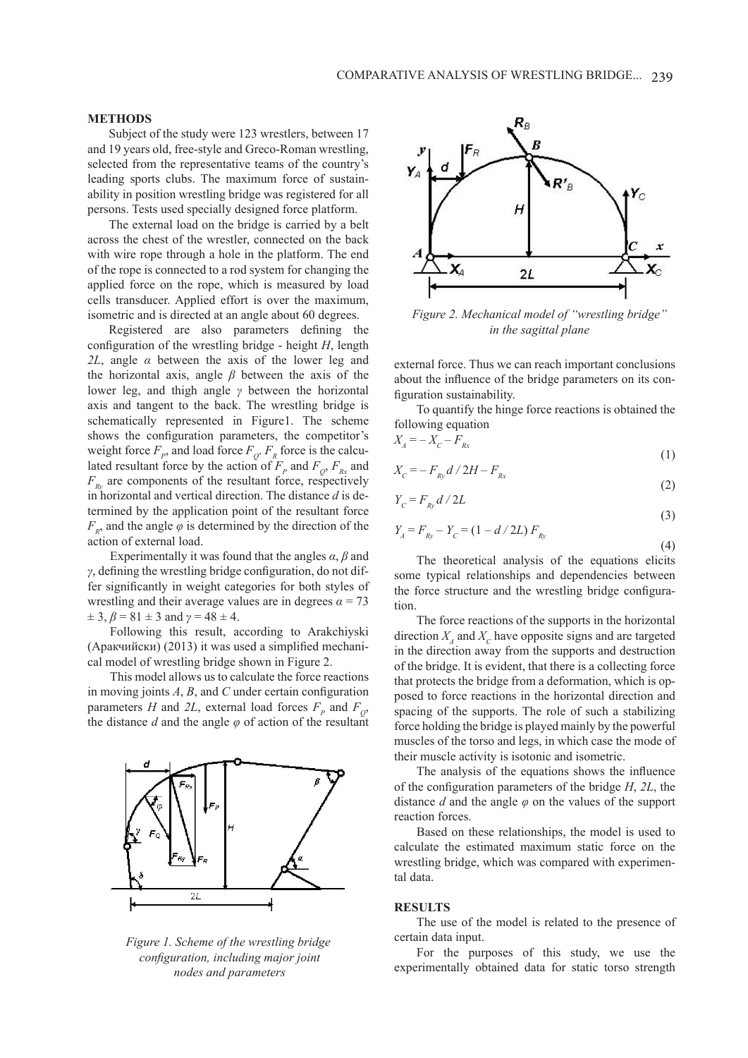## METHODS

Subject of the study were 123 wrestlers, between 17 and 19 years old, free-style and Greco-Roman wrestling, selected from the representative teams of the country's leading sports clubs. The maximum force of sustainability in position wrestling bridge was registered for all persons. Tests used specially designed force platform.

The external load on the bridge is carried by a belt across the chest of the wrestler, connected on the back with wire rope through a hole in the platform. The end of the rope is connected to a rod system for changing the applied force on the rope, which is measured by load cells transducer. Applied effort is over the maximum, isometric and is directed at an angle about 60 degrees.

Registered are also parameters defining the configuration of the wrestling bridge - height $H$, length $2L$, angle $\alpha$ between the axis of the lower leg and the horizontal axis, angle $\beta$ between the axis of the lower leg, and thigh angle $\gamma$ between the horizontal axis and tangent to the back. The wrestling bridge is schematically represented in Figure1. The scheme shows the configuration parameters, the competitor's weight force $F_P$, and load force $F_Q$. $F_R$ force is the calculated resultant force by the action of $F_P$ and $F_Q$, $F_{Rx}$ and $F_{Ry}$ are components of the resultant force, respectively in horizontal and vertical direction. The distance $d$ is determined by the application point of the resultant force $F_R$, and the angle $\varphi$ is determined by the direction of the action of external load.

Experimentally it was found that the angles $\alpha$, $\beta$ and $\gamma$, defining the wrestling bridge configuration, do not differ significantly in weight categories for both styles of wrestling and their average values are in degrees $\alpha = 73 \pm 3$, $\beta = 81 \pm 3$ and $\gamma = 48 \pm 4$.

Following this result, according to Arakchiyski (Аракчийски) (2013) it was used a simplified mechanical model of wrestling bridge shown in Figure 2.

This model allows us to calculate the force reactions in moving joints $A$, $B$, and $C$ under certain configuration parameters $H$ and $2L$, external load forces $F_P$ and $F_Q$, the distance $d$ and the angle $\varphi$ of action of the resultant external force. Thus we can reach important conclusions about the influence of the bridge parameters on its configuration sustainability.

d
$F_{Rx}$
$F_P$
$\varphi$
$\gamma$
$F_Q$
$\beta$
H
$F_{Ry}$
$F_R$
$\delta$
$\alpha$
2L

*Figure 1. Scheme of the wrestling bridge configuration, including major joint nodes and parameters*

$R_B$
y
$F_R$
B
$Y_A$
d
$R'_B$
$Y_C$
H
A
C
x
$X_A$
2L
$X_C$

*Figure 2. Mechanical model of "wrestling bridge" in the sagittal plane*

To quantify the hinge force reactions is obtained the following equation

$$X_A = -X_C - F_{Rx} \tag{1}$$

$$X_C = -F_{Ry}\, d / 2H - F_{Rx} \tag{2}$$

$$Y_C = F_{Ry}\, d / 2L \tag{3}$$

$$Y_A = F_{Ry} - Y_C = (1 - d / 2L)\, F_{Ry} \tag{4}$$

The theoretical analysis of the equations elicits some typical relationships and dependencies between the force structure and the wrestling bridge configuration.

The force reactions of the supports in the horizontal direction $X_A$ and $X_C$ have opposite signs and are targeted in the direction away from the supports and destruction of the bridge. It is evident, that there is a collecting force that protects the bridge from a deformation, which is opposed to force reactions in the horizontal direction and spacing of the supports. The role of such a stabilizing force holding the bridge is played mainly by the powerful muscles of the torso and legs, in which case the mode of their muscle activity is isotonic and isometric.

The analysis of the equations shows the influence of the configuration parameters of the bridge $H$, $2L$, the distance $d$ and the angle $\varphi$ on the values of the support reaction forces.

Based on these relationships, the model is used to calculate the estimated maximum static force on the wrestling bridge, which was compared with experimental data.

## RESULTS

The use of the model is related to the presence of certain data input.

For the purposes of this study, we use the experimentally obtained data for static torso strength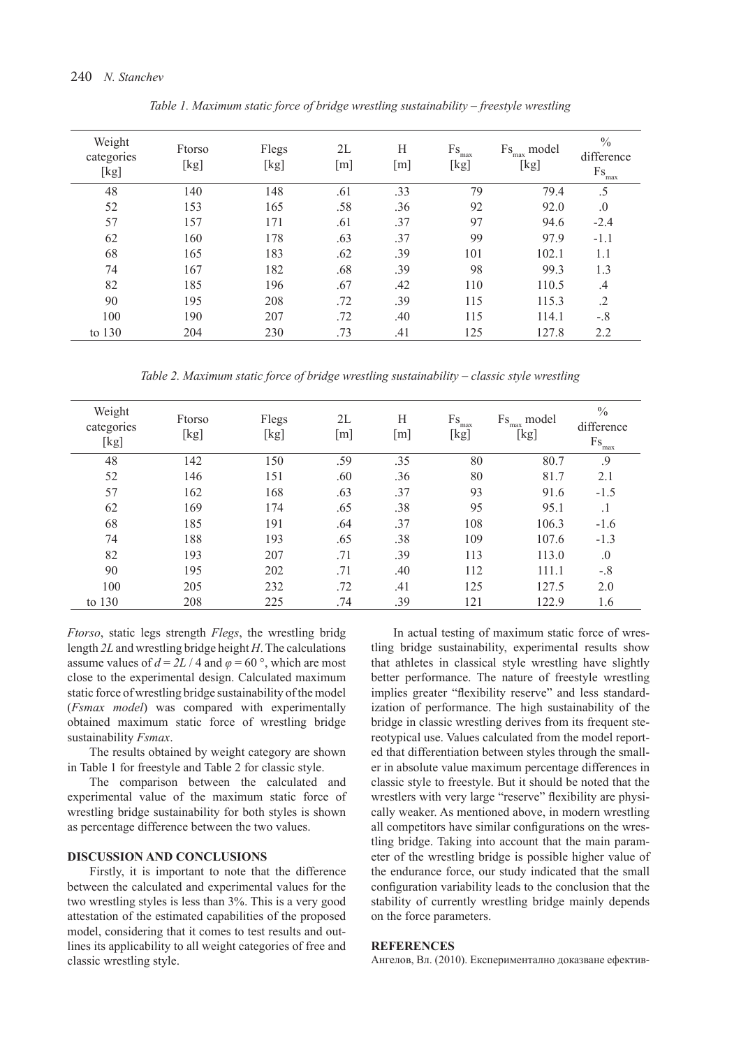*Table 1. Maximum static force of bridge wrestling sustainability – freestyle wrestling*

| Weight categories [kg] | Ftorso [kg] | Flegs [kg] | 2L [m] | H [m] | $Fs_{max}$ [kg] | $Fs_{max}$ model [kg] | % difference $Fs_{max}$ |
|---|---|---|---|---|---|---|---|
| 48 | 140 | 148 | .61 | .33 | 79 | 79.4 | .5 |
| 52 | 153 | 165 | .58 | .36 | 92 | 92.0 | .0 |
| 57 | 157 | 171 | .61 | .37 | 97 | 94.6 | -2.4 |
| 62 | 160 | 178 | .63 | .37 | 99 | 97.9 | -1.1 |
| 68 | 165 | 183 | .62 | .39 | 101 | 102.1 | 1.1 |
| 74 | 167 | 182 | .68 | .39 | 98 | 99.3 | 1.3 |
| 82 | 185 | 196 | .67 | .42 | 110 | 110.5 | .4 |
| 90 | 195 | 208 | .72 | .39 | 115 | 115.3 | .2 |
| 100 | 190 | 207 | .72 | .40 | 115 | 114.1 | -.8 |
| to 130 | 204 | 230 | .73 | .41 | 125 | 127.8 | 2.2 |

*Table 2. Maximum static force of bridge wrestling sustainability – classic style wrestling*

| Weight categories [kg] | Ftorso [kg] | Flegs [kg] | 2L [m] | H [m] | $Fs_{max}$ [kg] | $Fs_{max}$ model [kg] | % difference $Fs_{max}$ |
|---|---|---|---|---|---|---|---|
| 48 | 142 | 150 | .59 | .35 | 80 | 80.7 | .9 |
| 52 | 146 | 151 | .60 | .36 | 80 | 81.7 | 2.1 |
| 57 | 162 | 168 | .63 | .37 | 93 | 91.6 | -1.5 |
| 62 | 169 | 174 | .65 | .38 | 95 | 95.1 | .1 |
| 68 | 185 | 191 | .64 | .37 | 108 | 106.3 | -1.6 |
| 74 | 188 | 193 | .65 | .38 | 109 | 107.6 | -1.3 |
| 82 | 193 | 207 | .71 | .39 | 113 | 113.0 | .0 |
| 90 | 195 | 202 | .71 | .40 | 112 | 111.1 | -.8 |
| 100 | 205 | 232 | .72 | .41 | 125 | 127.5 | 2.0 |
| to 130 | 208 | 225 | .74 | .39 | 121 | 122.9 | 1.6 |

*Ftorso*, static legs strength *Flegs*, the wrestling bridg length *2L* and wrestling bridge height *H*. The calculations assume values of $d = 2L / 4$ and $\varphi = 60\,°$, which are most close to the experimental design. Calculated maximum static force of wrestling bridge sustainability of the model (*Fsmax model*) was compared with experimentally obtained maximum static force of wrestling bridge sustainability *Fsmax*.

The results obtained by weight category are shown in Table 1 for freestyle and Table 2 for classic style.

The comparison between the calculated and experimental value of the maximum static force of wrestling bridge sustainability for both styles is shown as percentage difference between the two values.

## DISCUSSION AND CONCLUSIONS

Firstly, it is important to note that the difference between the calculated and experimental values for the two wrestling styles is less than 3%. This is a very good attestation of the estimated capabilities of the proposed model, considering that it comes to test results and outlines its applicability to all weight categories of free and classic wrestling style.

In actual testing of maximum static force of wrestling bridge sustainability, experimental results show that athletes in classical style wrestling have slightly better performance. The nature of freestyle wrestling implies greater "flexibility reserve" and less standardization of performance. The high sustainability of the bridge in classic wrestling derives from its frequent stereotypical use. Values calculated from the model reported that differentiation between styles through the smaller in absolute value maximum percentage differences in classic style to freestyle. But it should be noted that the wrestlers with very large "reserve" flexibility are physically weaker. As mentioned above, in modern wrestling all competitors have similar configurations on the wrestling bridge. Taking into account that the main parameter of the wrestling bridge is possible higher value of the endurance force, our study indicated that the small configuration variability leads to the conclusion that the stability of currently wrestling bridge mainly depends on the force parameters.

## REFERENCES

Ангелов, Вл. (2010). Експериментално доказване ефектив-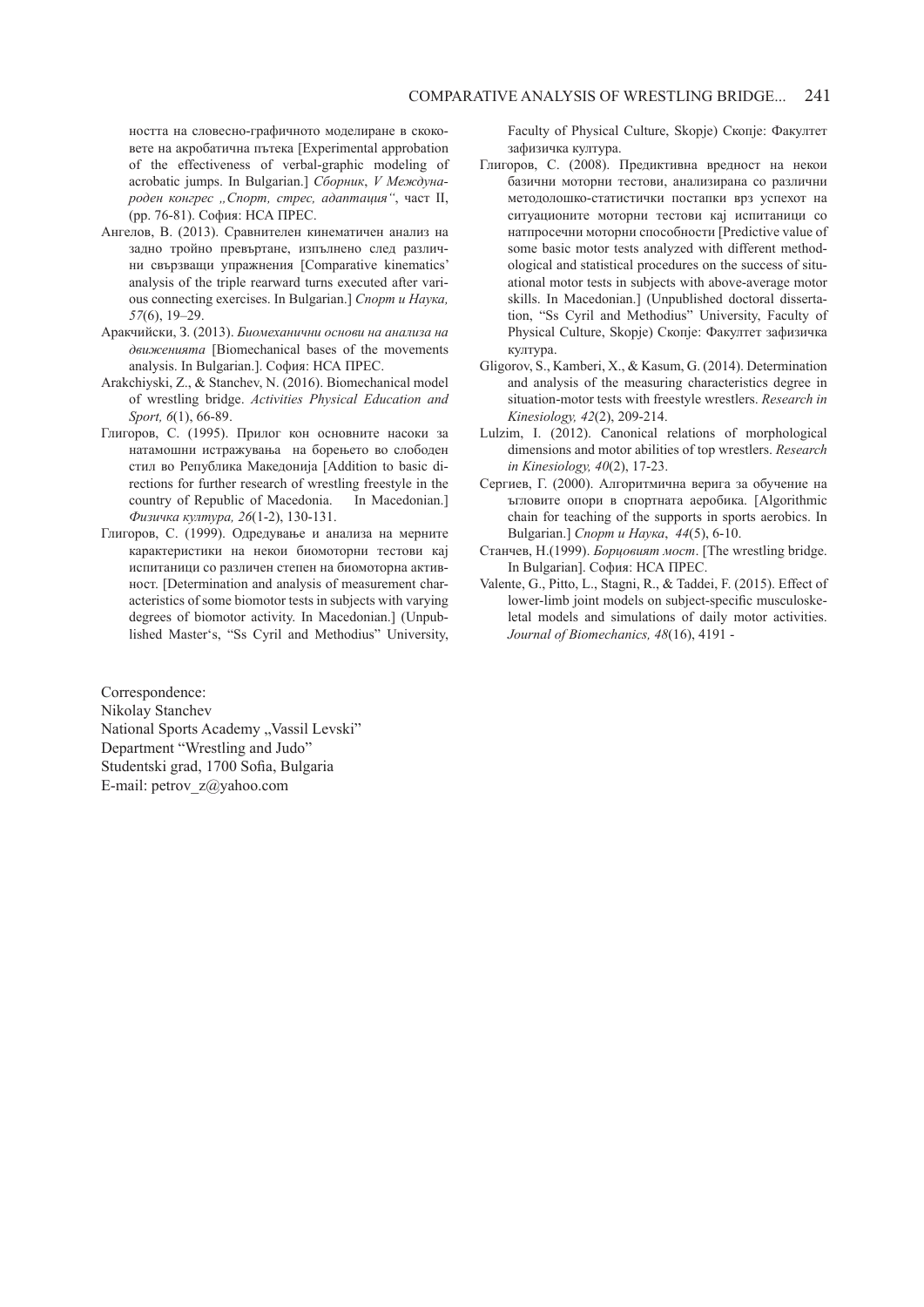ността на словесно-графичното моделиране в скоковете на акробатична пътека [Experimental approbation of the effectiveness of verbal-graphic modeling of acrobatic jumps. In Bulgarian.] *Сборник*, *V Международен конгрес „Спорт, стрес, адаптация"*, част II, (pp. 76-81). София: НСА ПРЕС.

Ангелов, В. (2013). Сравнителен кинематичен анализ на задно тройно превъртане, изпълнено след различни свързващи упражнения [Comparative kinematics' analysis of the triple rearward turns executed after various connecting exercises. In Bulgarian.] *Спорт и Наука, 57*(6), 19–29.

Аракчийски, З. (2013). *Биомеханични основи на анализа на движенията* [Biomechanical bases of the movements analysis. In Bulgarian.]. София: НСА ПРЕС.

Arakchiyski, Z., & Stanchev, N. (2016). Biomechanical model of wrestling bridge. *Activities Physical Education and Sport, 6*(1), 66-89.

Глигоров, С. (1995). Прилог кон основните насоки за натамошни истражувања на борењето во слободен стил во Република Македонија [Addition to basic directions for further research of wrestling freestyle in the country of Republic of Macedonia. In Macedonian.] *Физичка култура, 26*(1-2), 130-131.

Глигоров, С. (1999). Одредување и анализа на мерните карактеристики на некои биомоторни тестови кај испитаници со различен степен на биомоторна активност. [Determination and analysis of measurement characteristics of some biomotor tests in subjects with varying degrees of biomotor activity. In Macedonian.] (Unpublished Master's, "Ss Cyril and Methodius" University, Faculty of Physical Culture, Skopje) Скопје: Факултет зафизичка култура.

Глигоров, С. (2008). Предиктивна вредност на некои базични моторни тестови, анализирана со различни методолошко-статистички постапки врз успехот на ситуационите моторни тестови кај испитаници со натпросечни моторни способности [Predictive value of some basic motor tests analyzed with different methodological and statistical procedures on the success of situational motor tests in subjects with above-average motor skills. In Macedonian.] (Unpublished doctoral dissertation, "Ss Cyril and Methodius" University, Faculty of Physical Culture, Skopje) Скопје: Факултет зафизичка култура.

Gligorov, S., Kamberi, X., & Kasum, G. (2014). Determination and analysis of the measuring characteristics degree in situation-motor tests with freestyle wrestlers. *Research in Kinesiology, 42*(2), 209-214.

Lulzim, I. (2012). Canonical relations of morphological dimensions and motor abilities of top wrestlers. *Research in Kinesiology, 40*(2), 17-23.

Сергиев, Г. (2000). Алгоритмична верига за обучение на ъгловите опори в спортната аеробика. [Algorithmic chain for teaching of the supports in sports aerobics. In Bulgarian.] *Спорт и Наука*, *44*(5), 6-10.

Станчев, Н.(1999). *Борцовият мост*. [The wrestling bridge. In Bulgarian]. София: НСА ПРЕС.

Valente, G., Pitto, L., Stagni, R., & Taddei, F. (2015). Effect of lower-limb joint models on subject-specific musculoskeletal models and simulations of daily motor activities. *Journal of Biomechanics, 48*(16), 4191 -

Correspondence:
Nikolay Stanchev
National Sports Academy „Vassil Levski"
Department "Wrestling and Judo"
Studentski grad, 1700 Sofia, Bulgaria
E-mail: petrov_z@yahoo.com